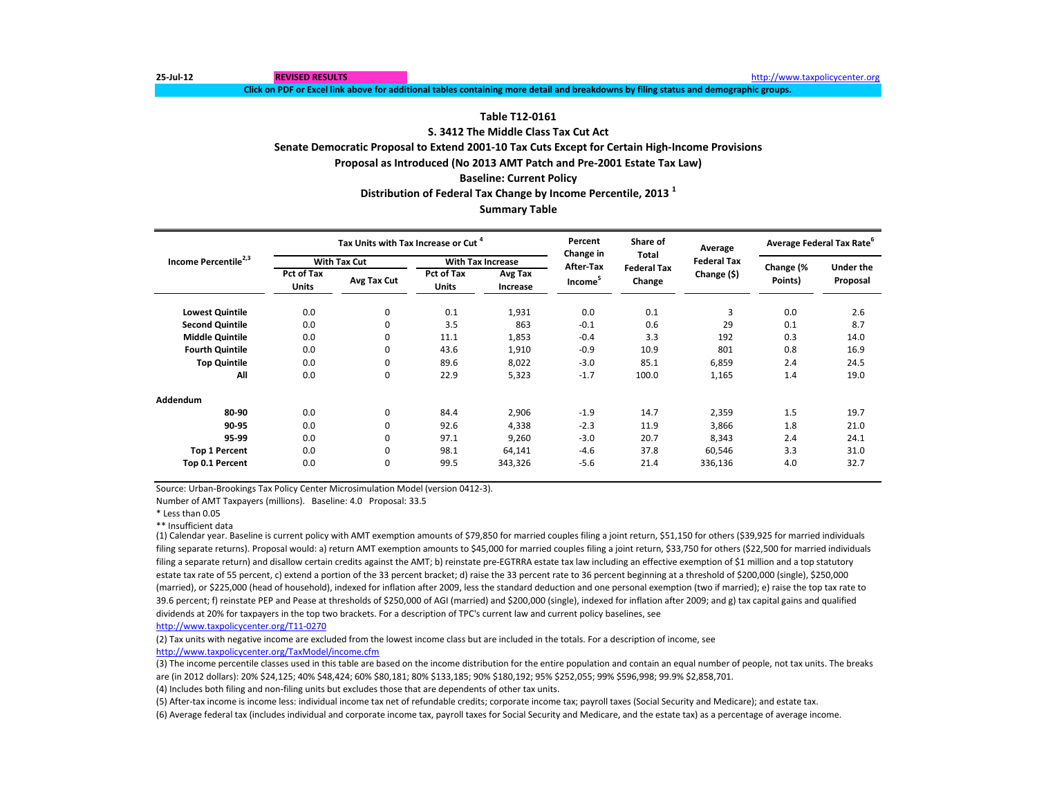25-Jul-12 **REVISED RESULTS** http://www.taxpolicycenter.org

**Click on PDF or Excel link above for additional tables containing more detail and breakdowns by filing status and demographic groups.**

## Table T12-0161

### S. 3412 The Middle Class Tax Cut Act

### Senate Democratic Proposal to Extend 2001-10 Tax Cuts Except for Certain High-Income Provisions

### Proposal as Introduced (No 2013 AMT Patch and Pre-2001 Estate Tax Law)

### Baseline: Current Policy

### Distribution of Federal Tax Change by Income Percentile, 2013 [1]

### Summary Table

| Income Percentile[2,3] | Tax Units with Tax Increase or Cut [4] | | | | Percent Change in After-Tax Income[5] | Share of Total Federal Tax Change | Average Federal Tax Change ($) | Average Federal Tax Rate[6] | |
|---|---|---|---|---|---|---|---|---|---|
| | With Tax Cut | | With Tax Increase | | | | | | |
| | Pct of Tax Units | Avg Tax Cut | Pct of Tax Units | Avg Tax Increase | | | | Change (% Points) | Under the Proposal |
| **Lowest Quintile** | 0.0 | 0 | 0.1 | 1,931 | 0.0 | 0.1 | 3 | 0.0 | 2.6 |
| **Second Quintile** | 0.0 | 0 | 3.5 | 863 | -0.1 | 0.6 | 29 | 0.1 | 8.7 |
| **Middle Quintile** | 0.0 | 0 | 11.1 | 1,853 | -0.4 | 3.3 | 192 | 0.3 | 14.0 |
| **Fourth Quintile** | 0.0 | 0 | 43.6 | 1,910 | -0.9 | 10.9 | 801 | 0.8 | 16.9 |
| **Top Quintile** | 0.0 | 0 | 89.6 | 8,022 | -3.0 | 85.1 | 6,859 | 2.4 | 24.5 |
| **All** | 0.0 | 0 | 22.9 | 5,323 | -1.7 | 100.0 | 1,165 | 1.4 | 19.0 |
| **Addendum** | | | | | | | | | |
| **80-90** | 0.0 | 0 | 84.4 | 2,906 | -1.9 | 14.7 | 2,359 | 1.5 | 19.7 |
| **90-95** | 0.0 | 0 | 92.6 | 4,338 | -2.3 | 11.9 | 3,866 | 1.8 | 21.0 |
| **95-99** | 0.0 | 0 | 97.1 | 9,260 | -3.0 | 20.7 | 8,343 | 2.4 | 24.1 |
| **Top 1 Percent** | 0.0 | 0 | 98.1 | 64,141 | -4.6 | 37.8 | 60,546 | 3.3 | 31.0 |
| **Top 0.1 Percent** | 0.0 | 0 | 99.5 | 343,326 | -5.6 | 21.4 | 336,136 | 4.0 | 32.7 |

Source: Urban-Brookings Tax Policy Center Microsimulation Model (version 0412-3).

Number of AMT Taxpayers (millions). Baseline: 4.0 Proposal: 33.5

* Less than 0.05

** Insufficient data

(1) Calendar year. Baseline is current policy with AMT exemption amounts of $79,850 for married couples filing a joint return, $51,150 for others ($39,925 for married individuals filing separate returns). Proposal would: a) return AMT exemption amounts to $45,000 for married couples filing a joint return, $33,750 for others ($22,500 for married individuals filing a separate return) and disallow certain credits against the AMT; b) reinstate pre-EGTRRA estate tax law including an effective exemption of $1 million and a top statutory estate tax rate of 55 percent, c) extend a portion of the 33 percent bracket; d) raise the 33 percent rate to 36 percent beginning at a threshold of $200,000 (single), $250,000 (married), or $225,000 (head of household), indexed for inflation after 2009, less the standard deduction and one personal exemption (two if married); e) raise the top tax rate to 39.6 percent; f) reinstate PEP and Pease at thresholds of $250,000 of AGI (married) and $200,000 (single), indexed for inflation after 2009; and g) tax capital gains and qualified dividends at 20% for taxpayers in the top two brackets. For a description of TPC's current law and current policy baselines, see http://www.taxpolicycenter.org/T11-0270

(2) Tax units with negative income are excluded from the lowest income class but are included in the totals. For a description of income, see http://www.taxpolicycenter.org/TaxModel/income.cfm

(3) The income percentile classes used in this table are based on the income distribution for the entire population and contain an equal number of people, not tax units. The breaks are (in 2012 dollars): 20% $24,125; 40% $48,424; 60% $80,181; 80% $133,185; 90% $180,192; 95% $252,055; 99% $596,998; 99.9% $2,858,701.

(4) Includes both filing and non-filing units but excludes those that are dependents of other tax units.

(5) After-tax income is income less: individual income tax net of refundable credits; corporate income tax; payroll taxes (Social Security and Medicare); and estate tax.

(6) Average federal tax (includes individual and corporate income tax, payroll taxes for Social Security and Medicare, and the estate tax) as a percentage of average income.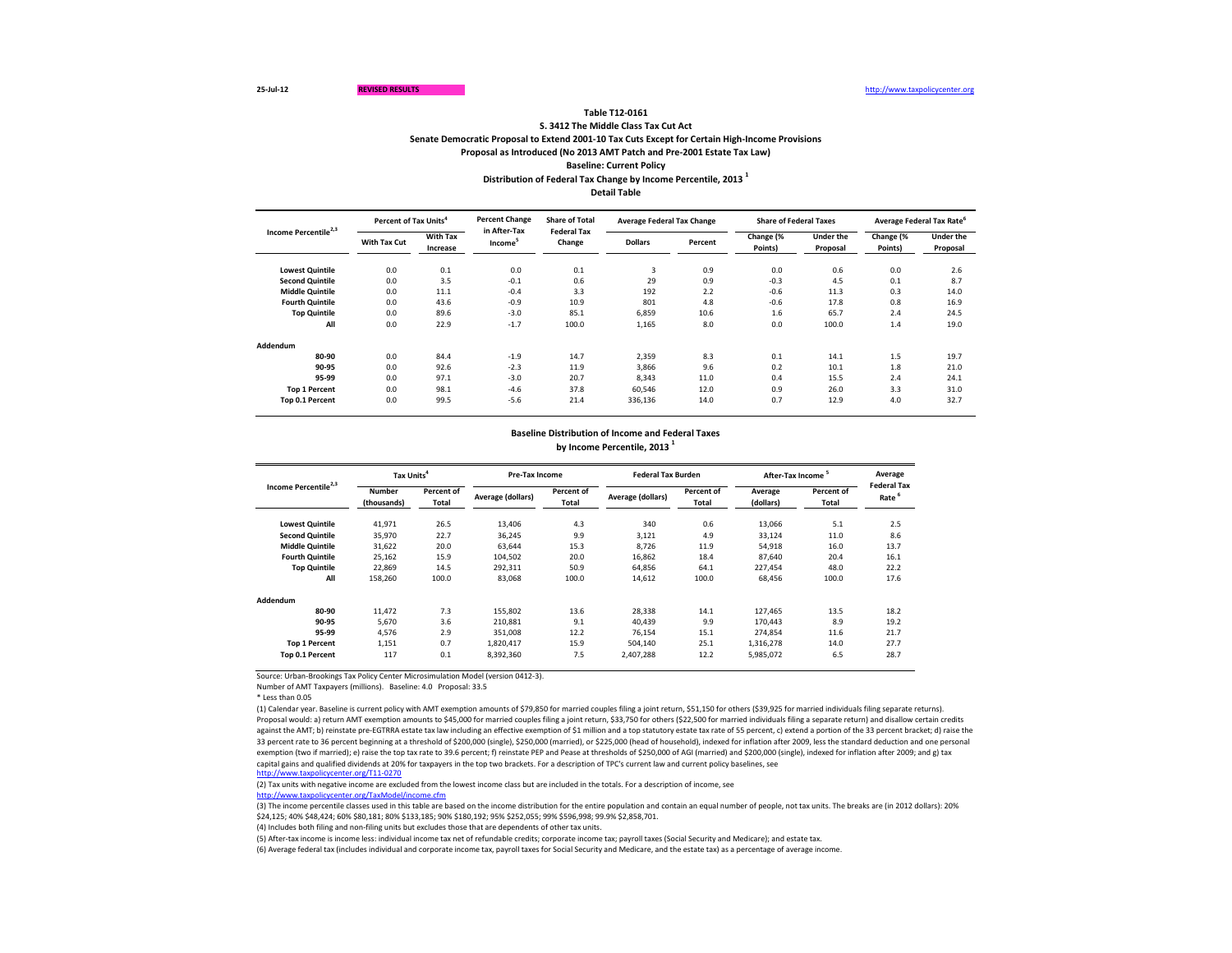25-Jul-12 REVISED RESULTS http://www.taxpolicycenter.org

**Table T12-0161**

**S. 3412 The Middle Class Tax Cut Act**

**Senate Democratic Proposal to Extend 2001-10 Tax Cuts Except for Certain High-Income Provisions**

**Proposal as Introduced (No 2013 AMT Patch and Pre-2001 Estate Tax Law)**

**Baseline: Current Policy**

**Distribution of Federal Tax Change by Income Percentile, 2013 [1]**

**Detail Table**

| Income Percentile[2,3] | Percent of Tax Units[4] | | Percent Change in After-Tax Income[5] | Share of Total Federal Tax Change | Average Federal Tax Change | | Share of Federal Taxes | | Average Federal Tax Rate[6] | |
|---|---|---|---|---|---|---|---|---|---|---|
| | With Tax Cut | With Tax Increase | | | Dollars | Percent | Change (% Points) | Under the Proposal | Change (% Points) | Under the Proposal |
| Lowest Quintile | 0.0 | 0.1 | 0.0 | 0.1 | 3 | 0.9 | 0.0 | 0.6 | 0.0 | 2.6 |
| Second Quintile | 0.0 | 3.5 | -0.1 | 0.6 | 29 | 0.9 | -0.3 | 4.5 | 0.1 | 8.7 |
| Middle Quintile | 0.0 | 11.1 | -0.4 | 3.3 | 192 | 2.2 | -0.6 | 11.3 | 0.3 | 14.0 |
| Fourth Quintile | 0.0 | 43.6 | -0.9 | 10.9 | 801 | 4.8 | -0.6 | 17.8 | 0.8 | 16.9 |
| Top Quintile | 0.0 | 89.6 | -3.0 | 85.1 | 6,859 | 10.6 | 1.6 | 65.7 | 2.4 | 24.5 |
| All | 0.0 | 22.9 | -1.7 | 100.0 | 1,165 | 8.0 | 0.0 | 100.0 | 1.4 | 19.0 |
| **Addendum** | | | | | | | | | | |
| 80-90 | 0.0 | 84.4 | -1.9 | 14.7 | 2,359 | 8.3 | 0.1 | 14.1 | 1.5 | 19.7 |
| 90-95 | 0.0 | 92.6 | -2.3 | 11.9 | 3,866 | 9.6 | 0.2 | 10.1 | 1.8 | 21.0 |
| 95-99 | 0.0 | 97.1 | -3.0 | 20.7 | 8,343 | 11.0 | 0.4 | 15.5 | 2.4 | 24.1 |
| Top 1 Percent | 0.0 | 98.1 | -4.6 | 37.8 | 60,546 | 12.0 | 0.9 | 26.0 | 3.3 | 31.0 |
| Top 0.1 Percent | 0.0 | 99.5 | -5.6 | 21.4 | 336,136 | 14.0 | 0.7 | 12.9 | 4.0 | 32.7 |

**Baseline Distribution of Income and Federal Taxes**

**by Income Percentile, 2013 [1]**

| Income Percentile[2,3] | Tax Units[4] | | Pre-Tax Income | | Federal Tax Burden | | After-Tax Income[5] | | Average Federal Tax Rate[6] |
|---|---|---|---|---|---|---|---|---|---|
| | Number (thousands) | Percent of Total | Average (dollars) | Percent of Total | Average (dollars) | Percent of Total | Average (dollars) | Percent of Total | |
| Lowest Quintile | 41,971 | 26.5 | 13,406 | 4.3 | 340 | 0.6 | 13,066 | 5.1 | 2.5 |
| Second Quintile | 35,970 | 22.7 | 36,245 | 9.9 | 3,121 | 4.9 | 33,124 | 11.0 | 8.6 |
| Middle Quintile | 31,622 | 20.0 | 63,644 | 15.3 | 8,726 | 11.9 | 54,918 | 16.0 | 13.7 |
| Fourth Quintile | 25,162 | 15.9 | 104,502 | 20.0 | 16,862 | 18.4 | 87,640 | 20.4 | 16.1 |
| Top Quintile | 22,869 | 14.5 | 292,311 | 50.9 | 64,856 | 64.1 | 227,454 | 48.0 | 22.2 |
| All | 158,260 | 100.0 | 83,068 | 100.0 | 14,612 | 100.0 | 68,456 | 100.0 | 17.6 |
| **Addendum** | | | | | | | | | |
| 80-90 | 11,472 | 7.3 | 155,802 | 13.6 | 28,338 | 14.1 | 127,465 | 13.5 | 18.2 |
| 90-95 | 5,670 | 3.6 | 210,881 | 9.1 | 40,439 | 9.9 | 170,443 | 8.9 | 19.2 |
| 95-99 | 4,576 | 2.9 | 351,008 | 12.2 | 76,154 | 15.1 | 274,854 | 11.6 | 21.7 |
| Top 1 Percent | 1,151 | 0.7 | 1,820,417 | 15.9 | 504,140 | 25.1 | 1,316,278 | 14.0 | 27.7 |
| Top 0.1 Percent | 117 | 0.1 | 8,392,360 | 7.5 | 2,407,288 | 12.2 | 5,985,072 | 6.5 | 28.7 |

Source: Urban-Brookings Tax Policy Center Microsimulation Model (version 0412-3).

Number of AMT Taxpayers (millions). Baseline: 4.0 Proposal: 33.5

* Less than 0.05

(1) Calendar year. Baseline is current policy with AMT exemption amounts of $79,850 for married couples filing a joint return, $51,150 for others ($39,925 for married individuals filing separate returns). Proposal would: a) return AMT exemption amounts to $45,000 for married couples filing a joint return, $33,750 for others ($22,500 for married individuals filing a separate return) and disallow certain credits against the AMT; b) reinstate pre-EGTRRA estate tax law including an effective exemption of $1 million and a top statutory estate tax rate of 55 percent, c) extend a portion of the 33 percent bracket; d) raise the 33 percent rate to 36 percent beginning at a threshold of $200,000 (single), $250,000 (married), or $225,000 (head of household), indexed for inflation after 2009, less the standard deduction and one personal exemption (two if married); e) raise the top tax rate to 39.6 percent; f) reinstate PEP and Pease at thresholds of $250,000 of AGI (married) and $200,000 (single), indexed for inflation after 2009; and g) tax capital gains and qualified dividends at 20% for taxpayers in the top two brackets. For a description of TPC's current law and current policy baselines, see http://www.taxpolicycenter.org/T11-0270

(2) Tax units with negative income are excluded from the lowest income class but are included in the totals. For a description of income, see http://www.taxpolicycenter.org/TaxModel/income.cfm

(3) The income percentile classes used in this table are based on the income distribution for the entire population and contain an equal number of people, not tax units. The breaks are (in 2012 dollars): 20% $24,125; 40% $48,424; 60% $80,181; 80% $133,185; 90% $180,192; 95% $252,055; 99% $596,998; 99.9% $2,858,701.

(4) Includes both filing and non-filing units but excludes those that are dependents of other tax units.

(5) After-tax income is income less: individual income tax net of refundable credits; corporate income tax; payroll taxes (Social Security and Medicare); and estate tax.

(6) Average federal tax (includes individual and corporate income tax, payroll taxes for Social Security and Medicare, and the estate tax) as a percentage of average income.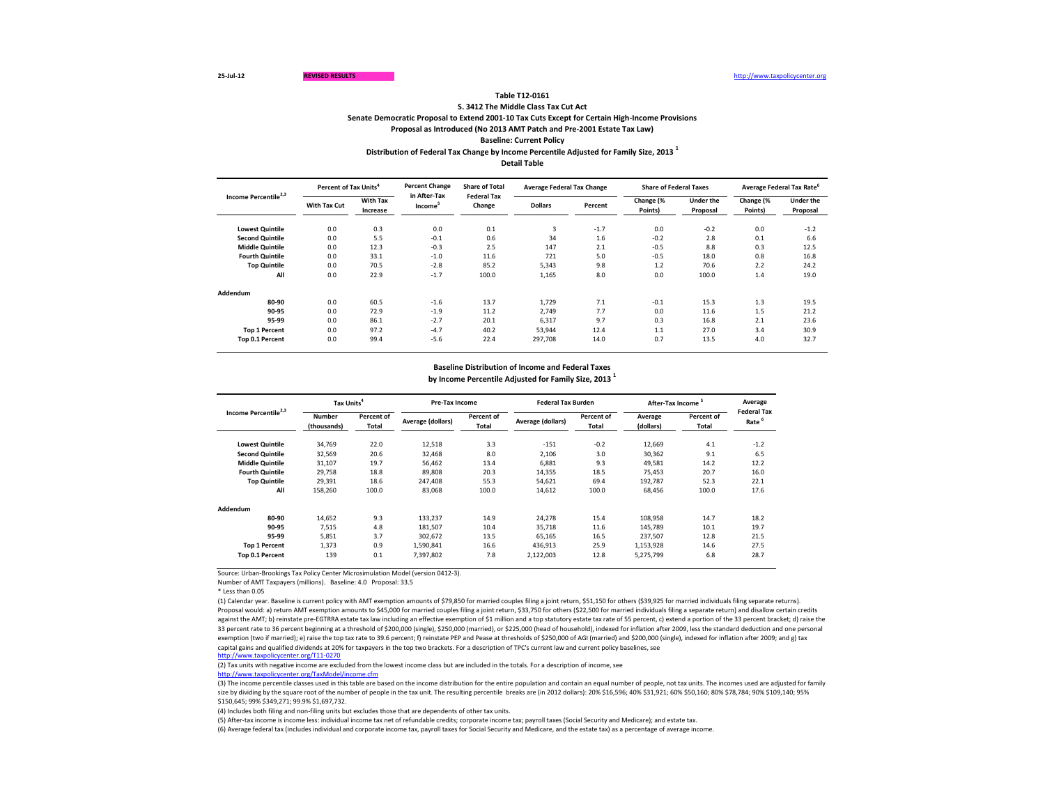25-Jul-12 REVISED RESULTS http://www.taxpolicycenter.org

**Table T12-0161**

**S. 3412 The Middle Class Tax Cut Act**

**Senate Democratic Proposal to Extend 2001-10 Tax Cuts Except for Certain High-Income Provisions**

**Proposal as Introduced (No 2013 AMT Patch and Pre-2001 Estate Tax Law)**

**Baseline: Current Policy**

**Distribution of Federal Tax Change by Income Percentile Adjusted for Family Size, 2013 [1]**

**Detail Table**

| Income Percentile[2,3] | Percent of Tax Units[4] | | Percent Change in After-Tax Income[5] | Share of Total Federal Tax Change | Average Federal Tax Change | | Share of Federal Taxes | | Average Federal Tax Rate[6] | |
|---|---|---|---|---|---|---|---|---|---|---|
| | With Tax Cut | With Tax Increase | | | Dollars | Percent | Change (% Points) | Under the Proposal | Change (% Points) | Under the Proposal |
| Lowest Quintile | 0.0 | 0.3 | 0.0 | 0.1 | 3 | -1.7 | 0.0 | -0.2 | 0.0 | -1.2 |
| Second Quintile | 0.0 | 5.5 | -0.1 | 0.6 | 34 | 1.6 | -0.2 | 2.8 | 0.1 | 6.6 |
| Middle Quintile | 0.0 | 12.3 | -0.3 | 2.5 | 147 | 2.1 | -0.5 | 8.8 | 0.3 | 12.5 |
| Fourth Quintile | 0.0 | 33.1 | -1.0 | 11.6 | 721 | 5.0 | -0.5 | 18.0 | 0.8 | 16.8 |
| Top Quintile | 0.0 | 70.5 | -2.8 | 85.2 | 5,343 | 9.8 | 1.2 | 70.6 | 2.2 | 24.2 |
| All | 0.0 | 22.9 | -1.7 | 100.0 | 1,165 | 8.0 | 0.0 | 100.0 | 1.4 | 19.0 |
| **Addendum** | | | | | | | | | | |
| 80-90 | 0.0 | 60.5 | -1.6 | 13.7 | 1,729 | 7.1 | -0.1 | 15.3 | 1.3 | 19.5 |
| 90-95 | 0.0 | 72.9 | -1.9 | 11.2 | 2,749 | 7.7 | 0.0 | 11.6 | 1.5 | 21.2 |
| 95-99 | 0.0 | 86.1 | -2.7 | 20.1 | 6,317 | 9.7 | 0.3 | 16.8 | 2.1 | 23.6 |
| Top 1 Percent | 0.0 | 97.2 | -4.7 | 40.2 | 53,944 | 12.4 | 1.1 | 27.0 | 3.4 | 30.9 |
| Top 0.1 Percent | 0.0 | 99.4 | -5.6 | 22.4 | 297,708 | 14.0 | 0.7 | 13.5 | 4.0 | 32.7 |

**Baseline Distribution of Income and Federal Taxes**

**by Income Percentile Adjusted for Family Size, 2013 [1]**

| Income Percentile[2,3] | Tax Units[4] | | Pre-Tax Income | | Federal Tax Burden | | After-Tax Income [5] | | Average Federal Tax Rate [6] |
|---|---|---|---|---|---|---|---|---|---|
| | Number (thousands) | Percent of Total | Average (dollars) | Percent of Total | Average (dollars) | Percent of Total | Average (dollars) | Percent of Total | |
| Lowest Quintile | 34,769 | 22.0 | 12,518 | 3.3 | -151 | -0.2 | 12,669 | 4.1 | -1.2 |
| Second Quintile | 32,569 | 20.6 | 32,468 | 8.0 | 2,106 | 3.0 | 30,362 | 9.1 | 6.5 |
| Middle Quintile | 31,107 | 19.7 | 56,462 | 13.4 | 6,881 | 9.3 | 49,581 | 14.2 | 12.2 |
| Fourth Quintile | 29,758 | 18.8 | 89,808 | 20.3 | 14,355 | 18.5 | 75,453 | 20.7 | 16.0 |
| Top Quintile | 29,391 | 18.6 | 247,408 | 55.3 | 54,621 | 69.4 | 192,787 | 52.3 | 22.1 |
| All | 158,260 | 100.0 | 83,068 | 100.0 | 14,612 | 100.0 | 68,456 | 100.0 | 17.6 |
| **Addendum** | | | | | | | | | |
| 80-90 | 14,652 | 9.3 | 133,237 | 14.9 | 24,278 | 15.4 | 108,958 | 14.7 | 18.2 |
| 90-95 | 7,515 | 4.8 | 181,507 | 10.4 | 35,718 | 11.6 | 145,789 | 10.1 | 19.7 |
| 95-99 | 5,851 | 3.7 | 302,672 | 13.5 | 65,165 | 16.5 | 237,507 | 12.8 | 21.5 |
| Top 1 Percent | 1,373 | 0.9 | 1,590,841 | 16.6 | 436,913 | 25.9 | 1,153,928 | 14.6 | 27.5 |
| Top 0.1 Percent | 139 | 0.1 | 7,397,802 | 7.8 | 2,122,003 | 12.8 | 5,275,799 | 6.8 | 28.7 |

Source: Urban-Brookings Tax Policy Center Microsimulation Model (version 0412-3).

Number of AMT Taxpayers (millions). Baseline: 4.0 Proposal: 33.5

* Less than 0.05

(1) Calendar year. Baseline is current policy with AMT exemption amounts of $79,850 for married couples filing a joint return, $51,150 for others ($39,925 for married individuals filing separate returns). Proposal would: a) return AMT exemption amounts to $45,000 for married couples filing a joint return, $33,750 for others ($22,500 for married individuals filing a separate return) and disallow certain credits against the AMT; b) reinstate pre-EGTRRA estate tax law including an effective exemption of $1 million and a top statutory estate tax rate of 55 percent, c) extend a portion of the 33 percent bracket; d) raise the 33 percent rate to 36 percent beginning at a threshold of $200,000 (single), $250,000 (married), or $225,000 (head of household), indexed for inflation after 2009, less the standard deduction and one personal exemption (two if married); e) raise the top tax rate to 39.6 percent; f) reinstate PEP and Pease at thresholds of $250,000 of AGI (married) and $200,000 (single), indexed for inflation after 2009; and g) tax capital gains and qualified dividends at 20% for taxpayers in the top two brackets. For a description of TPC's current law and current policy baselines, see http://www.taxpolicycenter.org/T11-0270

(2) Tax units with negative income are excluded from the lowest income class but are included in the totals. For a description of income, see http://www.taxpolicycenter.org/TaxModel/income.cfm

(3) The income percentile classes used in this table are based on the income distribution for the entire population and contain an equal number of people, not tax units. The incomes used are adjusted for family size by dividing by the square root of the number of people in the tax unit. The resulting percentile breaks are (in 2012 dollars): 20% $16,596; 40% $31,921; 60% $50,160; 80% $78,784; 90% $109,140; 95% $150,645; 99% $349,271; 99.9% $1,697,732.

(4) Includes both filing and non-filing units but excludes those that are dependents of other tax units.

(5) After-tax income is income less: individual income tax net of refundable credits; corporate income tax; payroll taxes (Social Security and Medicare); and estate tax.

(6) Average federal tax (includes individual and corporate income tax, payroll taxes for Social Security and Medicare, and the estate tax) as a percentage of average income.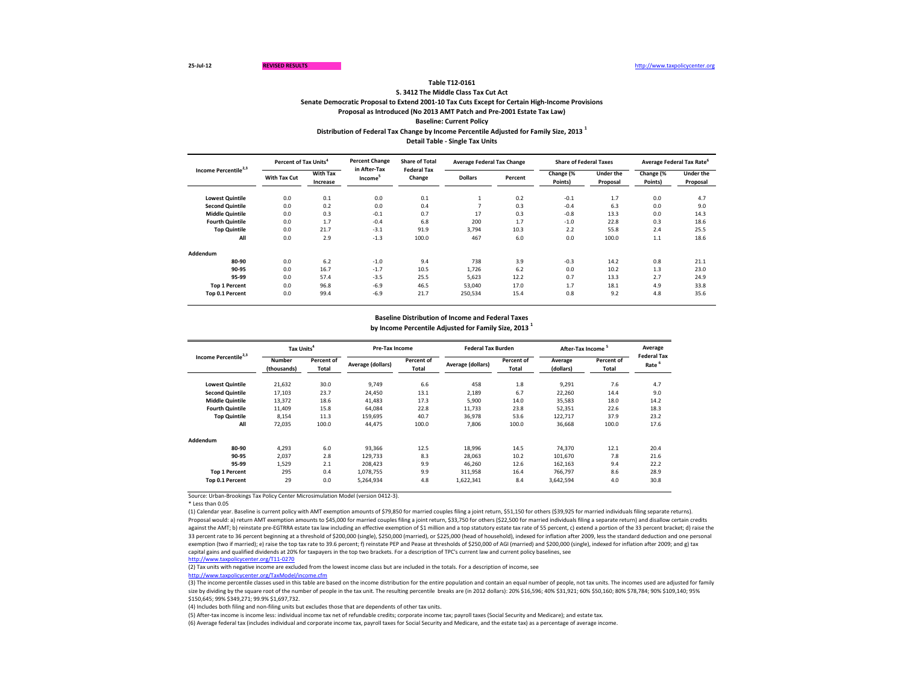25-Jul-12 REVISED RESULTS http://www.taxpolicycenter.org

**Table T12-0161**

**S. 3412 The Middle Class Tax Cut Act**

**Senate Democratic Proposal to Extend 2001-10 Tax Cuts Except for Certain High-Income Provisions**

**Proposal as Introduced (No 2013 AMT Patch and Pre-2001 Estate Tax Law)**

**Baseline: Current Policy**

**Distribution of Federal Tax Change by Income Percentile Adjusted for Family Size, 2013 [1]**

**Detail Table - Single Tax Units**

| Income Percentile[2,3] | Percent of Tax Units[4] | | Percent Change in After-Tax Income[5] | Share of Total Federal Tax Change | Average Federal Tax Change | | Share of Federal Taxes | | Average Federal Tax Rate[6] | |
|---|---|---|---|---|---|---|---|---|---|---|
| | With Tax Cut | With Tax Increase | | | Dollars | Percent | Change (% Points) | Under the Proposal | Change (% Points) | Under the Proposal |
| Lowest Quintile | 0.0 | 0.1 | 0.0 | 0.1 | 1 | 0.2 | -0.1 | 1.7 | 0.0 | 4.7 |
| Second Quintile | 0.0 | 0.2 | 0.0 | 0.4 | 7 | 0.3 | -0.4 | 6.3 | 0.0 | 9.0 |
| Middle Quintile | 0.0 | 0.3 | -0.1 | 0.7 | 17 | 0.3 | -0.8 | 13.3 | 0.0 | 14.3 |
| Fourth Quintile | 0.0 | 1.7 | -0.4 | 6.8 | 200 | 1.7 | -1.0 | 22.8 | 0.3 | 18.6 |
| Top Quintile | 0.0 | 21.7 | -3.1 | 91.9 | 3,794 | 10.3 | 2.2 | 55.8 | 2.4 | 25.5 |
| All | 0.0 | 2.9 | -1.3 | 100.0 | 467 | 6.0 | 0.0 | 100.0 | 1.1 | 18.6 |
| **Addendum** | | | | | | | | | | |
| 80-90 | 0.0 | 6.2 | -1.0 | 9.4 | 738 | 3.9 | -0.3 | 14.2 | 0.8 | 21.1 |
| 90-95 | 0.0 | 16.7 | -1.7 | 10.5 | 1,726 | 6.2 | 0.0 | 10.2 | 1.3 | 23.0 |
| 95-99 | 0.0 | 57.4 | -3.5 | 25.5 | 5,623 | 12.2 | 0.7 | 13.3 | 2.7 | 24.9 |
| Top 1 Percent | 0.0 | 96.8 | -6.9 | 46.5 | 53,040 | 17.0 | 1.7 | 18.1 | 4.9 | 33.8 |
| Top 0.1 Percent | 0.0 | 99.4 | -6.9 | 21.7 | 250,534 | 15.4 | 0.8 | 9.2 | 4.8 | 35.6 |

**Baseline Distribution of Income and Federal Taxes**

**by Income Percentile Adjusted for Family Size, 2013 [1]**

| Income Percentile[2,3] | Tax Units[4] | | Pre-Tax Income | | Federal Tax Burden | | After-Tax Income [5] | | Average Federal Tax Rate [6] |
|---|---|---|---|---|---|---|---|---|---|
| | Number (thousands) | Percent of Total | Average (dollars) | Percent of Total | Average (dollars) | Percent of Total | Average (dollars) | Percent of Total | |
| Lowest Quintile | 21,632 | 30.0 | 9,749 | 6.6 | 458 | 1.8 | 9,291 | 7.6 | 4.7 |
| Second Quintile | 17,103 | 23.7 | 24,450 | 13.1 | 2,189 | 6.7 | 22,260 | 14.4 | 9.0 |
| Middle Quintile | 13,372 | 18.6 | 41,483 | 17.3 | 5,900 | 14.0 | 35,583 | 18.0 | 14.2 |
| Fourth Quintile | 11,409 | 15.8 | 64,084 | 22.8 | 11,733 | 23.8 | 52,351 | 22.6 | 18.3 |
| Top Quintile | 8,154 | 11.3 | 159,695 | 40.7 | 36,978 | 53.6 | 122,717 | 37.9 | 23.2 |
| All | 72,035 | 100.0 | 44,475 | 100.0 | 7,806 | 100.0 | 36,668 | 100.0 | 17.6 |
| **Addendum** | | | | | | | | | |
| 80-90 | 4,293 | 6.0 | 93,366 | 12.5 | 18,996 | 14.5 | 74,370 | 12.1 | 20.4 |
| 90-95 | 2,037 | 2.8 | 129,733 | 8.3 | 28,063 | 10.2 | 101,670 | 7.8 | 21.6 |
| 95-99 | 1,529 | 2.1 | 208,423 | 9.9 | 46,260 | 12.6 | 162,163 | 9.4 | 22.2 |
| Top 1 Percent | 295 | 0.4 | 1,078,755 | 9.9 | 311,958 | 16.4 | 766,797 | 8.6 | 28.9 |
| Top 0.1 Percent | 29 | 0.0 | 5,264,934 | 4.8 | 1,622,341 | 8.4 | 3,642,594 | 4.0 | 30.8 |

Source: Urban-Brookings Tax Policy Center Microsimulation Model (version 0412-3).

* Less than 0.05

(1) Calendar year. Baseline is current policy with AMT exemption amounts of $79,850 for married couples filing a joint return, $51,150 for others ($39,925 for married individuals filing separate returns). Proposal would: a) return AMT exemption amounts to $45,000 for married couples filing a joint return, $33,750 for others ($22,500 for married individuals filing a separate return) and disallow certain credits against the AMT; b) reinstate pre-EGTRRA estate tax law including an effective exemption of $1 million and a top statutory estate tax rate of 55 percent, c) extend a portion of the 33 percent bracket; d) raise the 33 percent rate to 36 percent beginning at a threshold of $200,000 (single), $250,000 (married), or $225,000 (head of household), indexed for inflation after 2009, less the standard deduction and one personal exemption (two if married); e) raise the top tax rate to 39.6 percent; f) reinstate PEP and Pease at thresholds of $250,000 of AGI (married) and $200,000 (single), indexed for inflation after 2009; and g) tax capital gains and qualified dividends at 20% for taxpayers in the top two brackets. For a description of TPC's current law and current policy baselines, see http://www.taxpolicycenter.org/T11-0270

(2) Tax units with negative income are excluded from the lowest income class but are included in the totals. For a description of income, see http://www.taxpolicycenter.org/TaxModel/income.cfm

(3) The income percentile classes used in this table are based on the income distribution for the entire population and contain an equal number of people, not tax units. The incomes used are adjusted for family size by dividing by the square root of the number of people in the tax unit. The resulting percentile breaks are (in 2012 dollars): 20% $16,596; 40% $31,921; 60% $50,160; 80% $78,784; 90% $109,140; 95% $150,645; 99% $349,271; 99.9% $1,697,732.

(4) Includes both filing and non-filing units but excludes those that are dependents of other tax units.

(5) After-tax income is income less: individual income tax net of refundable credits; corporate income tax; payroll taxes (Social Security and Medicare); and estate tax.

(6) Average federal tax (includes individual and corporate income tax, payroll taxes for Social Security and Medicare, and the estate tax) as a percentage of average income.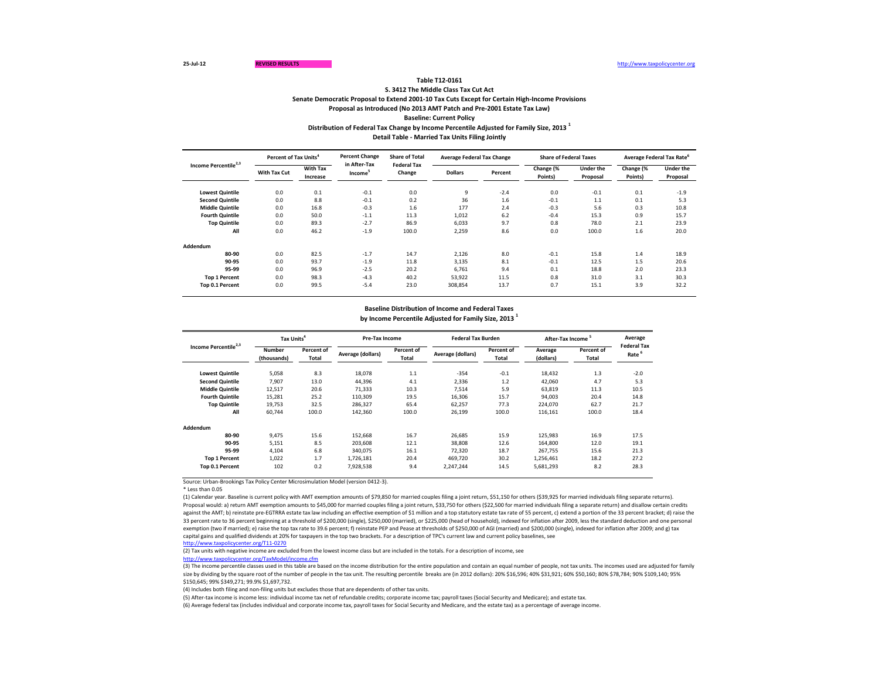25-Jul-12 REVISED RESULTS http://www.taxpolicycenter.org

**Table T12-0161**

**S. 3412 The Middle Class Tax Cut Act**

**Senate Democratic Proposal to Extend 2001-10 Tax Cuts Except for Certain High-Income Provisions**

**Proposal as Introduced (No 2013 AMT Patch and Pre-2001 Estate Tax Law)**

**Baseline: Current Policy**

**Distribution of Federal Tax Change by Income Percentile Adjusted for Family Size, 2013 [1]**

**Detail Table - Married Tax Units Filing Jointly**

| Income Percentile[2,3] | Percent of Tax Units[4] | | Percent Change in After-Tax Income[5] | Share of Total Federal Tax Change | Average Federal Tax Change | | Share of Federal Taxes | | Average Federal Tax Rate[6] | |
|---|---|---|---|---|---|---|---|---|---|---|
| | With Tax Cut | With Tax Increase | | | Dollars | Percent | Change (% Points) | Under the Proposal | Change (% Points) | Under the Proposal |
| Lowest Quintile | 0.0 | 0.1 | -0.1 | 0.0 | 9 | -2.4 | 0.0 | -0.1 | 0.1 | -1.9 |
| Second Quintile | 0.0 | 8.8 | -0.1 | 0.2 | 36 | 1.6 | -0.1 | 1.1 | 0.1 | 5.3 |
| Middle Quintile | 0.0 | 16.8 | -0.3 | 1.6 | 177 | 2.4 | -0.3 | 5.6 | 0.3 | 10.8 |
| Fourth Quintile | 0.0 | 50.0 | -1.1 | 11.3 | 1,012 | 6.2 | -0.4 | 15.3 | 0.9 | 15.7 |
| Top Quintile | 0.0 | 89.3 | -2.7 | 86.9 | 6,033 | 9.7 | 0.8 | 78.0 | 2.1 | 23.9 |
| All | 0.0 | 46.2 | -1.9 | 100.0 | 2,259 | 8.6 | 0.0 | 100.0 | 1.6 | 20.0 |
| **Addendum** | | | | | | | | | | |
| 80-90 | 0.0 | 82.5 | -1.7 | 14.7 | 2,126 | 8.0 | -0.1 | 15.8 | 1.4 | 18.9 |
| 90-95 | 0.0 | 93.7 | -1.9 | 11.8 | 3,135 | 8.1 | -0.1 | 12.5 | 1.5 | 20.6 |
| 95-99 | 0.0 | 96.9 | -2.5 | 20.2 | 6,761 | 9.4 | 0.1 | 18.8 | 2.0 | 23.3 |
| Top 1 Percent | 0.0 | 98.3 | -4.3 | 40.2 | 53,922 | 11.5 | 0.8 | 31.0 | 3.1 | 30.3 |
| Top 0.1 Percent | 0.0 | 99.5 | -5.4 | 23.0 | 308,854 | 13.7 | 0.7 | 15.1 | 3.9 | 32.2 |

**Baseline Distribution of Income and Federal Taxes**

**by Income Percentile Adjusted for Family Size, 2013 [1]**

| Income Percentile[2,3] | Tax Units[4] | | Pre-Tax Income | | Federal Tax Burden | | After-Tax Income[5] | | Average Federal Tax Rate[6] |
|---|---|---|---|---|---|---|---|---|---|
| | Number (thousands) | Percent of Total | Average (dollars) | Percent of Total | Average (dollars) | Percent of Total | Average (dollars) | Percent of Total | |
| Lowest Quintile | 5,058 | 8.3 | 18,078 | 1.1 | -354 | -0.1 | 18,432 | 1.3 | -2.0 |
| Second Quintile | 7,907 | 13.0 | 44,396 | 4.1 | 2,336 | 1.2 | 42,060 | 4.7 | 5.3 |
| Middle Quintile | 12,517 | 20.6 | 71,333 | 10.3 | 7,514 | 5.9 | 63,819 | 11.3 | 10.5 |
| Fourth Quintile | 15,281 | 25.2 | 110,309 | 19.5 | 16,306 | 15.7 | 94,003 | 20.4 | 14.8 |
| Top Quintile | 19,753 | 32.5 | 286,327 | 65.4 | 62,257 | 77.3 | 224,070 | 62.7 | 21.7 |
| All | 60,744 | 100.0 | 142,360 | 100.0 | 26,199 | 100.0 | 116,161 | 100.0 | 18.4 |
| **Addendum** | | | | | | | | | |
| 80-90 | 9,475 | 15.6 | 152,668 | 16.7 | 26,685 | 15.9 | 125,983 | 16.9 | 17.5 |
| 90-95 | 5,151 | 8.5 | 203,608 | 12.1 | 38,808 | 12.6 | 164,800 | 12.0 | 19.1 |
| 95-99 | 4,104 | 6.8 | 340,075 | 16.1 | 72,320 | 18.7 | 267,755 | 15.6 | 21.3 |
| Top 1 Percent | 1,022 | 1.7 | 1,726,181 | 20.4 | 469,720 | 30.2 | 1,256,461 | 18.2 | 27.2 |
| Top 0.1 Percent | 102 | 0.2 | 7,928,538 | 9.4 | 2,247,244 | 14.5 | 5,681,293 | 8.2 | 28.3 |

Source: Urban-Brookings Tax Policy Center Microsimulation Model (version 0412-3).

* Less than 0.05

(1) Calendar year. Baseline is current policy with AMT exemption amounts of $79,850 for married couples filing a joint return, $51,150 for others ($39,925 for married individuals filing separate returns). Proposal would: a) return AMT exemption amounts to $45,000 for married couples filing a joint return, $33,750 for others ($22,500 for married individuals filing a separate return) and disallow certain credits against the AMT; b) reinstate pre-EGTRRA estate tax law including an effective exemption of $1 million and a top statutory estate tax rate of 55 percent, c) extend a portion of the 33 percent bracket; d) raise the 33 percent rate to 36 percent beginning at a threshold of $200,000 (single), $250,000 (married), or $225,000 (head of household), indexed for inflation after 2009, less the standard deduction and one personal exemption (two if married); e) raise the top tax rate to 39.6 percent; f) reinstate PEP and Pease at thresholds of $250,000 of AGI (married) and $200,000 (single), indexed for inflation after 2009; and g) tax capital gains and qualified dividends at 20% for taxpayers in the top two brackets. For a description of TPC's current law and current policy baselines, see http://www.taxpolicycenter.org/T11-0270

(2) Tax units with negative income are excluded from the lowest income class but are included in the totals. For a description of income, see http://www.taxpolicycenter.org/TaxModel/income.cfm

(3) The income percentile classes used in this table are based on the income distribution for the entire population and contain an equal number of people, not tax units. The incomes used are adjusted for family size by dividing by the square root of the number of people in the tax unit. The resulting percentile breaks are (in 2012 dollars): 20% $16,596; 40% $31,921; 60% $50,160; 80% $78,784; 90% $109,140; 95% $150,645; 99% $349,271; 99.9% $1,697,732.

(4) Includes both filing and non-filing units but excludes those that are dependents of other tax units.

(5) After-tax income is income less: individual income tax net of refundable credits; corporate income tax; payroll taxes (Social Security and Medicare); and estate tax.

(6) Average federal tax (includes individual and corporate income tax, payroll taxes for Social Security and Medicare, and the estate tax) as a percentage of average income.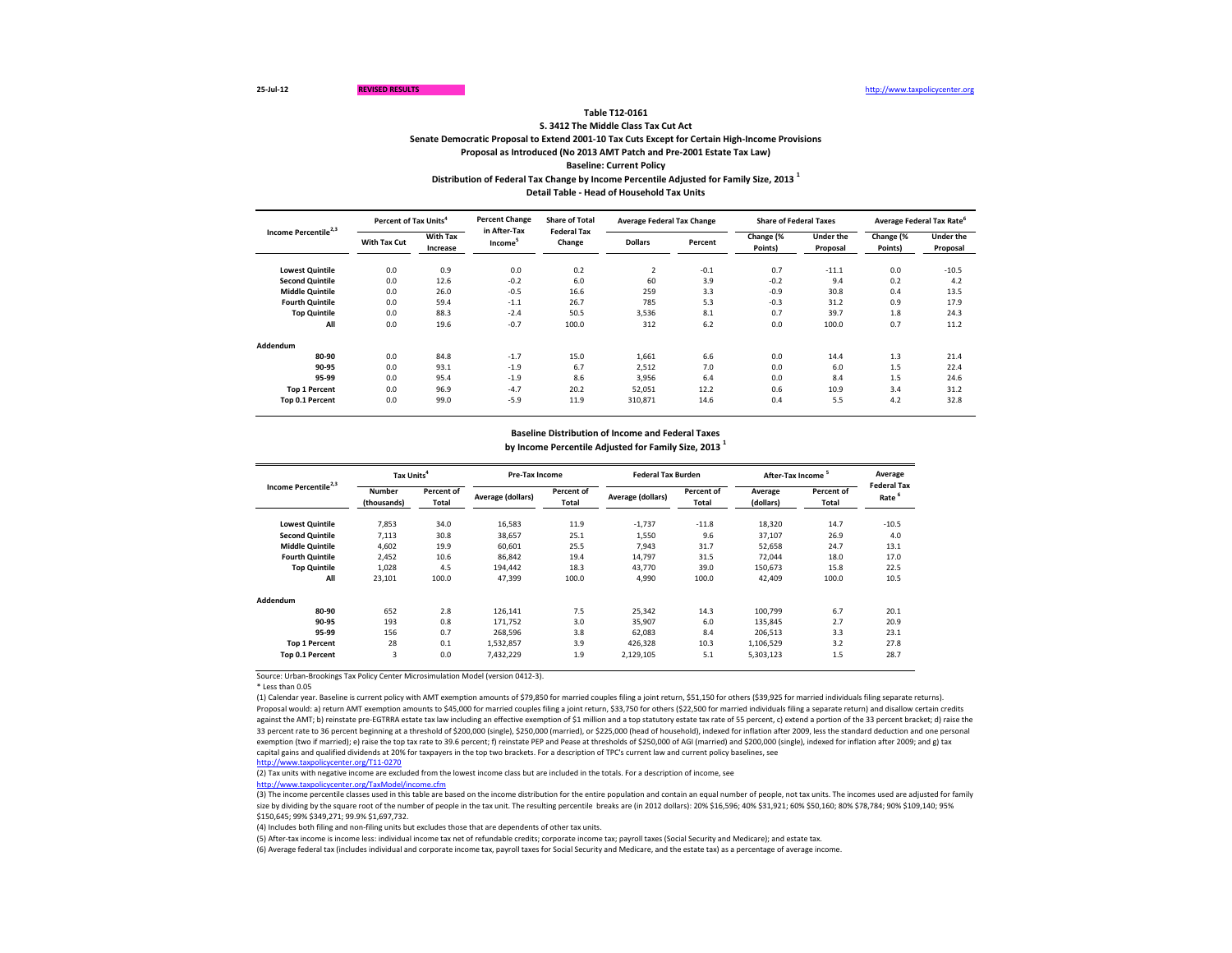25-Jul-12 REVISED RESULTS http://www.taxpolicycenter.org

**Table T12-0161**
**S. 3412 The Middle Class Tax Cut Act**
**Senate Democratic Proposal to Extend 2001-10 Tax Cuts Except for Certain High-Income Provisions**
**Proposal as Introduced (No 2013 AMT Patch and Pre-2001 Estate Tax Law)**
**Baseline: Current Policy**
**Distribution of Federal Tax Change by Income Percentile Adjusted for Family Size, 2013 [1]**
**Detail Table - Head of Household Tax Units**

| Income Percentile[2,3] | Percent of Tax Units[4] | | Percent Change in After-Tax Income[5] | Share of Total Federal Tax Change | Average Federal Tax Change | | Share of Federal Taxes | | Average Federal Tax Rate[6] | |
|---|---|---|---|---|---|---|---|---|---|---|
| | With Tax Cut | With Tax Increase | | | Dollars | Percent | Change (% Points) | Under the Proposal | Change (% Points) | Under the Proposal |
| Lowest Quintile | 0.0 | 0.9 | 0.0 | 0.2 | 2 | -0.1 | 0.7 | -11.1 | 0.0 | -10.5 |
| Second Quintile | 0.0 | 12.6 | -0.2 | 6.0 | 60 | 3.9 | -0.2 | 9.4 | 0.2 | 4.2 |
| Middle Quintile | 0.0 | 26.0 | -0.5 | 16.6 | 259 | 3.3 | -0.9 | 30.8 | 0.4 | 13.5 |
| Fourth Quintile | 0.0 | 59.4 | -1.1 | 26.7 | 785 | 5.3 | -0.3 | 31.2 | 0.9 | 17.9 |
| Top Quintile | 0.0 | 88.3 | -2.4 | 50.5 | 3,536 | 8.1 | 0.7 | 39.7 | 1.8 | 24.3 |
| All | 0.0 | 19.6 | -0.7 | 100.0 | 312 | 6.2 | 0.0 | 100.0 | 0.7 | 11.2 |
| **Addendum** | | | | | | | | | | |
| 80-90 | 0.0 | 84.8 | -1.7 | 15.0 | 1,661 | 6.6 | 0.0 | 14.4 | 1.3 | 21.4 |
| 90-95 | 0.0 | 93.1 | -1.9 | 6.7 | 2,512 | 7.0 | 0.0 | 6.0 | 1.5 | 22.4 |
| 95-99 | 0.0 | 95.4 | -1.9 | 8.6 | 3,956 | 6.4 | 0.0 | 8.4 | 1.5 | 24.6 |
| Top 1 Percent | 0.0 | 96.9 | -4.7 | 20.2 | 52,051 | 12.2 | 0.6 | 10.9 | 3.4 | 31.2 |
| Top 0.1 Percent | 0.0 | 99.0 | -5.9 | 11.9 | 310,871 | 14.6 | 0.4 | 5.5 | 4.2 | 32.8 |

**Baseline Distribution of Income and Federal Taxes**
**by Income Percentile Adjusted for Family Size, 2013 [1]**

| Income Percentile[2,3] | Tax Units[4] | | Pre-Tax Income | | Federal Tax Burden | | After-Tax Income [5] | | Average Federal Tax Rate [6] |
|---|---|---|---|---|---|---|---|---|---|
| | Number (thousands) | Percent of Total | Average (dollars) | Percent of Total | Average (dollars) | Percent of Total | Average (dollars) | Percent of Total | |
| Lowest Quintile | 7,853 | 34.0 | 16,583 | 11.9 | -1,737 | -11.8 | 18,320 | 14.7 | -10.5 |
| Second Quintile | 7,113 | 30.8 | 38,657 | 25.1 | 1,550 | 9.6 | 37,107 | 26.9 | 4.0 |
| Middle Quintile | 4,602 | 19.9 | 60,601 | 25.5 | 7,943 | 31.7 | 52,658 | 24.7 | 13.1 |
| Fourth Quintile | 2,452 | 10.6 | 86,842 | 19.4 | 14,797 | 31.5 | 72,044 | 18.0 | 17.0 |
| Top Quintile | 1,028 | 4.5 | 194,442 | 18.3 | 43,770 | 39.0 | 150,673 | 15.8 | 22.5 |
| All | 23,101 | 100.0 | 47,399 | 100.0 | 4,990 | 100.0 | 42,409 | 100.0 | 10.5 |
| **Addendum** | | | | | | | | | |
| 80-90 | 652 | 2.8 | 126,141 | 7.5 | 25,342 | 14.3 | 100,799 | 6.7 | 20.1 |
| 90-95 | 193 | 0.8 | 171,752 | 3.0 | 35,907 | 6.0 | 135,845 | 2.7 | 20.9 |
| 95-99 | 156 | 0.7 | 268,596 | 3.8 | 62,083 | 8.4 | 206,513 | 3.3 | 23.1 |
| Top 1 Percent | 28 | 0.1 | 1,532,857 | 3.9 | 426,328 | 10.3 | 1,106,529 | 3.2 | 27.8 |
| Top 0.1 Percent | 3 | 0.0 | 7,432,229 | 1.9 | 2,129,105 | 5.1 | 5,303,123 | 1.5 | 28.7 |

Source: Urban-Brookings Tax Policy Center Microsimulation Model (version 0412-3).

* Less than 0.05

(1) Calendar year. Baseline is current policy with AMT exemption amounts of $79,850 for married couples filing a joint return, $51,150 for others ($39,925 for married individuals filing separate returns). Proposal would: a) return AMT exemption amounts to $45,000 for married couples filing a joint return, $33,750 for others ($22,500 for married individuals filing a separate return) and disallow certain credits against the AMT; b) reinstate pre-EGTRRA estate tax law including an effective exemption of $1 million and a top statutory estate tax rate of 55 percent, c) extend a portion of the 33 percent bracket; d) raise the 33 percent rate to 36 percent beginning at a threshold of $200,000 (single), $250,000 (married), or $225,000 (head of household), indexed for inflation after 2009, less the standard deduction and one personal exemption (two if married); e) raise the top tax rate to 39.6 percent; f) reinstate PEP and Pease at thresholds of $250,000 of AGI (married) and $200,000 (single), indexed for inflation after 2009; and g) tax capital gains and qualified dividends at 20% for taxpayers in the top two brackets. For a description of TPC's current law and current policy baselines, see http://www.taxpolicycenter.org/T11-0270

(2) Tax units with negative income are excluded from the lowest income class but are included in the totals. For a description of income, see http://www.taxpolicycenter.org/TaxModel/income.cfm

(3) The income percentile classes used in this table are based on the income distribution for the entire population and contain an equal number of people, not tax units. The incomes used are adjusted for family size by dividing by the square root of the number of people in the tax unit. The resulting percentile breaks are (in 2012 dollars): 20% $16,596; 40% $31,921; 60% $50,160; 80% $78,784; 90% $109,140; 95% $150,645; 99% $349,271; 99.9% $1,697,732.

(4) Includes both filing and non-filing units but excludes those that are dependents of other tax units.

(5) After-tax income is income less: individual income tax net of refundable credits; corporate income tax; payroll taxes (Social Security and Medicare); and estate tax.

(6) Average federal tax (includes individual and corporate income tax, payroll taxes for Social Security and Medicare, and the estate tax) as a percentage of average income.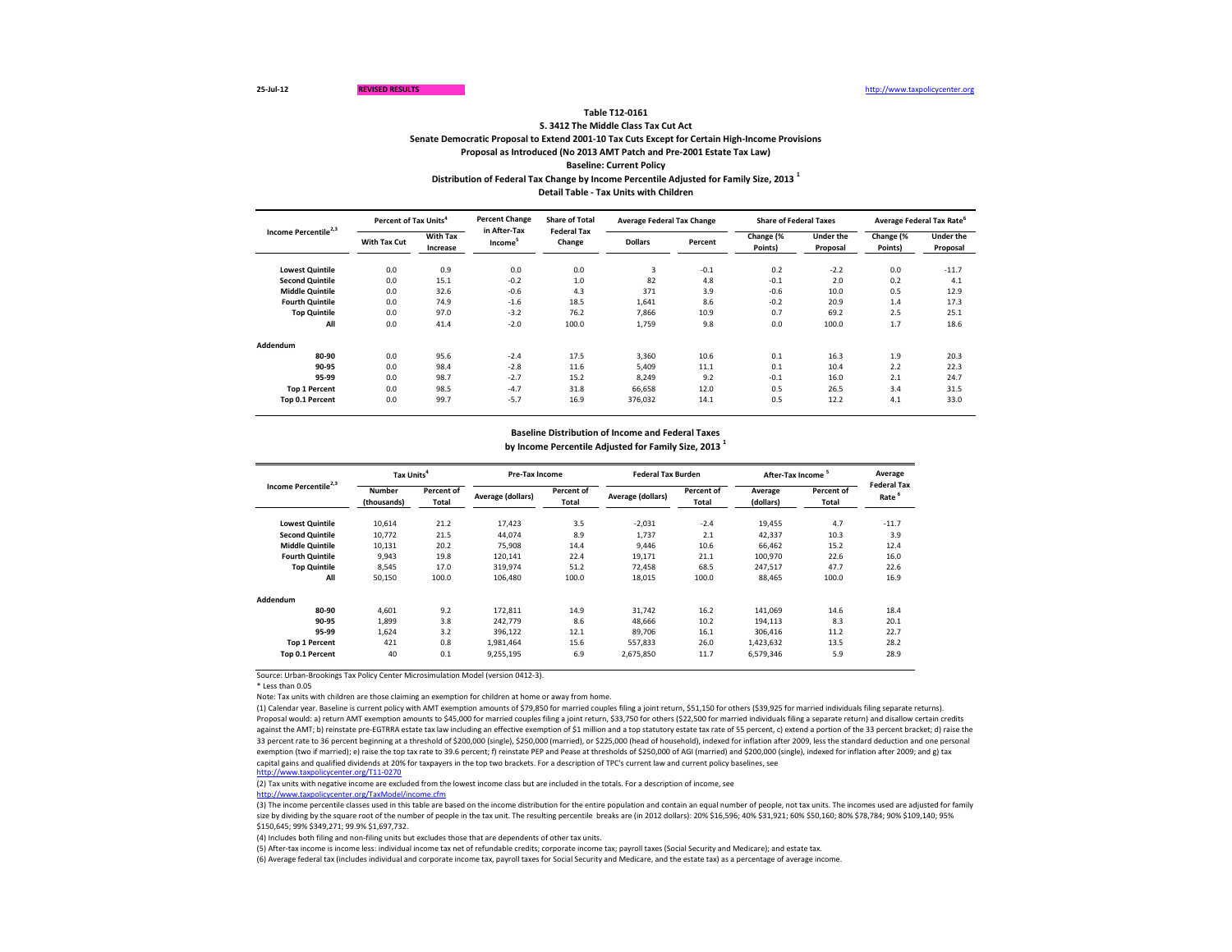25-Jul-12 REVISED RESULTS http://www.taxpolicycenter.org

**Table T12-0161**

**S. 3412 The Middle Class Tax Cut Act**

**Senate Democratic Proposal to Extend 2001-10 Tax Cuts Except for Certain High-Income Provisions**

**Proposal as Introduced (No 2013 AMT Patch and Pre-2001 Estate Tax Law)**

**Baseline: Current Policy**

**Distribution of Federal Tax Change by Income Percentile Adjusted for Family Size, 2013 [1]**

**Detail Table - Tax Units with Children**

| Income Percentile[2,3] | Percent of Tax Units[4] | | Percent Change in After-Tax Income[5] | Share of Total Federal Tax Change | Average Federal Tax Change | | Share of Federal Taxes | | Average Federal Tax Rate[6] | |
|---|---|---|---|---|---|---|---|---|---|---|
| | With Tax Cut | With Tax Increase | | | Dollars | Percent | Change (% Points) | Under the Proposal | Change (% Points) | Under the Proposal |
| Lowest Quintile | 0.0 | 0.9 | 0.0 | 0.0 | 3 | -0.1 | 0.2 | -2.2 | 0.0 | -11.7 |
| Second Quintile | 0.0 | 15.1 | -0.2 | 1.0 | 82 | 4.8 | -0.1 | 2.0 | 0.2 | 4.1 |
| Middle Quintile | 0.0 | 32.6 | -0.6 | 4.3 | 371 | 3.9 | -0.6 | 10.0 | 0.5 | 12.9 |
| Fourth Quintile | 0.0 | 74.9 | -1.6 | 18.5 | 1,641 | 8.6 | -0.2 | 20.9 | 1.4 | 17.3 |
| Top Quintile | 0.0 | 97.0 | -3.2 | 76.2 | 7,866 | 10.9 | 0.7 | 69.2 | 2.5 | 25.1 |
| All | 0.0 | 41.4 | -2.0 | 100.0 | 1,759 | 9.8 | 0.0 | 100.0 | 1.7 | 18.6 |
| **Addendum** | | | | | | | | | | |
| 80-90 | 0.0 | 95.6 | -2.4 | 17.5 | 3,360 | 10.6 | 0.1 | 16.3 | 1.9 | 20.3 |
| 90-95 | 0.0 | 98.4 | -2.8 | 11.6 | 5,409 | 11.1 | 0.1 | 10.4 | 2.2 | 22.3 |
| 95-99 | 0.0 | 98.7 | -2.7 | 15.2 | 8,249 | 9.2 | -0.1 | 16.0 | 2.1 | 24.7 |
| Top 1 Percent | 0.0 | 98.5 | -4.7 | 31.8 | 66,658 | 12.0 | 0.5 | 26.5 | 3.4 | 31.5 |
| Top 0.1 Percent | 0.0 | 99.7 | -5.7 | 16.9 | 376,032 | 14.1 | 0.5 | 12.2 | 4.1 | 33.0 |

**Baseline Distribution of Income and Federal Taxes**

**by Income Percentile Adjusted for Family Size, 2013 [1]**

| Income Percentile[2,3] | Tax Units[4] | | Pre-Tax Income | | Federal Tax Burden | | After-Tax Income [5] | | Average Federal Tax Rate [6] |
|---|---|---|---|---|---|---|---|---|---|
| | Number (thousands) | Percent of Total | Average (dollars) | Percent of Total | Average (dollars) | Percent of Total | Average (dollars) | Percent of Total | |
| Lowest Quintile | 10,614 | 21.2 | 17,423 | 3.5 | -2,031 | -2.4 | 19,455 | 4.7 | -11.7 |
| Second Quintile | 10,772 | 21.5 | 44,074 | 8.9 | 1,737 | 2.1 | 42,337 | 10.3 | 3.9 |
| Middle Quintile | 10,131 | 20.2 | 75,908 | 14.4 | 9,446 | 10.6 | 66,462 | 15.2 | 12.4 |
| Fourth Quintile | 9,943 | 19.8 | 120,141 | 22.4 | 19,171 | 21.1 | 100,970 | 22.6 | 16.0 |
| Top Quintile | 8,545 | 17.0 | 319,974 | 51.2 | 72,458 | 68.5 | 247,517 | 47.7 | 22.6 |
| All | 50,150 | 100.0 | 106,480 | 100.0 | 18,015 | 100.0 | 88,465 | 100.0 | 16.9 |
| **Addendum** | | | | | | | | | |
| 80-90 | 4,601 | 9.2 | 172,811 | 14.9 | 31,742 | 16.2 | 141,069 | 14.6 | 18.4 |
| 90-95 | 1,899 | 3.8 | 242,779 | 8.6 | 48,666 | 10.2 | 194,113 | 8.3 | 20.1 |
| 95-99 | 1,624 | 3.2 | 396,122 | 12.1 | 89,706 | 16.1 | 306,416 | 11.2 | 22.7 |
| Top 1 Percent | 421 | 0.8 | 1,981,464 | 15.6 | 557,833 | 26.0 | 1,423,632 | 13.5 | 28.2 |
| Top 0.1 Percent | 40 | 0.1 | 9,255,195 | 6.9 | 2,675,850 | 11.7 | 6,579,346 | 5.9 | 28.9 |

Source: Urban-Brookings Tax Policy Center Microsimulation Model (version 0412-3).

* Less than 0.05

Note: Tax units with children are those claiming an exemption for children at home or away from home.

(1) Calendar year. Baseline is current policy with AMT exemption amounts of $79,850 for married couples filing a joint return, $51,150 for others ($39,925 for married individuals filing separate returns). Proposal would: a) return AMT exemption amounts to $45,000 for married couples filing a joint return, $33,750 for others ($22,500 for married individuals filing a separate return) and disallow certain credits against the AMT; b) reinstate pre-EGTRRA estate tax law including an effective exemption of $1 million and a top statutory estate tax rate of 55 percent, c) extend a portion of the 33 percent bracket; d) raise the 33 percent rate to 36 percent beginning at a threshold of $200,000 (single), $250,000 (married), or $225,000 (head of household), indexed for inflation after 2009, less the standard deduction and one personal exemption (two if married); e) raise the top tax rate to 39.6 percent; f) reinstate PEP and Pease at thresholds of $250,000 of AGI (married) and $200,000 (single), indexed for inflation after 2009; and g) tax capital gains and qualified dividends at 20% for taxpayers in the top two brackets. For a description of TPC's current law and current policy baselines, see http://www.taxpolicycenter.org/T11-0270

(2) Tax units with negative income are excluded from the lowest income class but are included in the totals. For a description of income, see http://www.taxpolicycenter.org/TaxModel/income.cfm

(3) The income percentile classes used in this table are based on the income distribution for the entire population and contain an equal number of people, not tax units. The incomes used are adjusted for family size by dividing by the square root of the number of people in the tax unit. The resulting percentile breaks are (in 2012 dollars): 20% $16,596; 40% $31,921; 60% $50,160; 80% $78,784; 90% $109,140; 95% $150,645; 99% $349,271; 99.9% $1,697,732.

(4) Includes both filing and non-filing units but excludes those that are dependents of other tax units.

(5) After-tax income is income less: individual income tax net of refundable credits; corporate income tax; payroll taxes (Social Security and Medicare); and estate tax.

(6) Average federal tax (includes individual and corporate income tax, payroll taxes for Social Security and Medicare, and the estate tax) as a percentage of average income.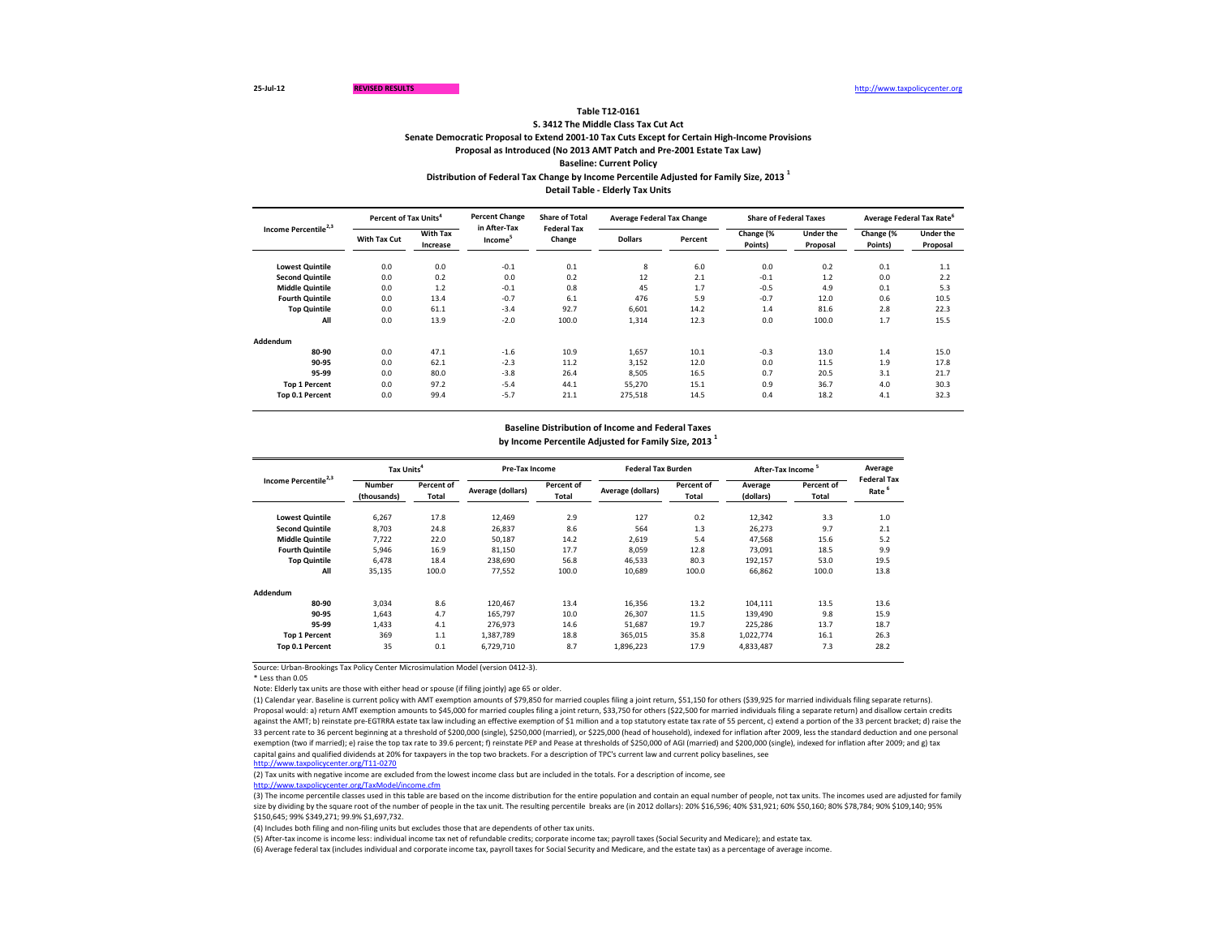25-Jul-12 REVISED RESULTS http://www.taxpolicycenter.org

### Table T12-0161
### S. 3412 The Middle Class Tax Cut Act
### Senate Democratic Proposal to Extend 2001-10 Tax Cuts Except for Certain High-Income Provisions
### Proposal as Introduced (No 2013 AMT Patch and Pre-2001 Estate Tax Law)
### Baseline: Current Policy
### Distribution of Federal Tax Change by Income Percentile Adjusted for Family Size, 2013 [1]
### Detail Table - Elderly Tax Units

| Income Percentile[2,3] | Percent of Tax Units[4] | | Percent Change in After-Tax Income[5] | Share of Total Federal Tax Change | Average Federal Tax Change | | Share of Federal Taxes | | Average Federal Tax Rate[6] | |
|---|---|---|---|---|---|---|---|---|---|---|
| | With Tax Cut | With Tax Increase | | | Dollars | Percent | Change (% Points) | Under the Proposal | Change (% Points) | Under the Proposal |
| Lowest Quintile | 0.0 | 0.0 | -0.1 | 0.1 | 8 | 6.0 | 0.0 | 0.2 | 0.1 | 1.1 |
| Second Quintile | 0.0 | 0.2 | 0.0 | 0.2 | 12 | 2.1 | -0.1 | 1.2 | 0.0 | 2.2 |
| Middle Quintile | 0.0 | 1.2 | -0.1 | 0.8 | 45 | 1.7 | -0.5 | 4.9 | 0.1 | 5.3 |
| Fourth Quintile | 0.0 | 13.4 | -0.7 | 6.1 | 476 | 5.9 | -0.7 | 12.0 | 0.6 | 10.5 |
| Top Quintile | 0.0 | 61.1 | -3.4 | 92.7 | 6,601 | 14.2 | 1.4 | 81.6 | 2.8 | 22.3 |
| All | 0.0 | 13.9 | -2.0 | 100.0 | 1,314 | 12.3 | 0.0 | 100.0 | 1.7 | 15.5 |
| **Addendum** | | | | | | | | | | |
| 80-90 | 0.0 | 47.1 | -1.6 | 10.9 | 1,657 | 10.1 | -0.3 | 13.0 | 1.4 | 15.0 |
| 90-95 | 0.0 | 62.1 | -2.3 | 11.2 | 3,152 | 12.0 | 0.0 | 11.5 | 1.9 | 17.8 |
| 95-99 | 0.0 | 80.0 | -3.8 | 26.4 | 8,505 | 16.5 | 0.7 | 20.5 | 3.1 | 21.7 |
| Top 1 Percent | 0.0 | 97.2 | -5.4 | 44.1 | 55,270 | 15.1 | 0.9 | 36.7 | 4.0 | 30.3 |
| Top 0.1 Percent | 0.0 | 99.4 | -5.7 | 21.1 | 275,518 | 14.5 | 0.4 | 18.2 | 4.1 | 32.3 |

### Baseline Distribution of Income and Federal Taxes
### by Income Percentile Adjusted for Family Size, 2013 [1]

| Income Percentile[2,3] | Tax Units[4] | | Pre-Tax Income | | Federal Tax Burden | | After-Tax Income[5] | | Average Federal Tax Rate[6] |
|---|---|---|---|---|---|---|---|---|---|
| | Number (thousands) | Percent of Total | Average (dollars) | Percent of Total | Average (dollars) | Percent of Total | Average (dollars) | Percent of Total | |
| Lowest Quintile | 6,267 | 17.8 | 12,469 | 2.9 | 127 | 0.2 | 12,342 | 3.3 | 1.0 |
| Second Quintile | 8,703 | 24.8 | 26,837 | 8.6 | 564 | 1.3 | 26,273 | 9.7 | 2.1 |
| Middle Quintile | 7,722 | 22.0 | 50,187 | 14.2 | 2,619 | 5.4 | 47,568 | 15.6 | 5.2 |
| Fourth Quintile | 5,946 | 16.9 | 81,150 | 17.7 | 8,059 | 12.8 | 73,091 | 18.5 | 9.9 |
| Top Quintile | 6,478 | 18.4 | 238,690 | 56.8 | 46,533 | 80.3 | 192,157 | 53.0 | 19.5 |
| All | 35,135 | 100.0 | 77,552 | 100.0 | 10,689 | 100.0 | 66,862 | 100.0 | 13.8 |
| **Addendum** | | | | | | | | | |
| 80-90 | 3,034 | 8.6 | 120,467 | 13.4 | 16,356 | 13.2 | 104,111 | 13.5 | 13.6 |
| 90-95 | 1,643 | 4.7 | 165,797 | 10.0 | 26,307 | 11.5 | 139,490 | 9.8 | 15.9 |
| 95-99 | 1,433 | 4.1 | 276,973 | 14.6 | 51,687 | 19.7 | 225,286 | 13.7 | 18.7 |
| Top 1 Percent | 369 | 1.1 | 1,387,789 | 18.8 | 365,015 | 35.8 | 1,022,774 | 16.1 | 26.3 |
| Top 0.1 Percent | 35 | 0.1 | 6,729,710 | 8.7 | 1,896,223 | 17.9 | 4,833,487 | 7.3 | 28.2 |

Source: Urban-Brookings Tax Policy Center Microsimulation Model (version 0412-3).

* Less than 0.05

Note: Elderly tax units are those with either head or spouse (if filing jointly) age 65 or older.

(1) Calendar year. Baseline is current policy with AMT exemption amounts of $79,850 for married couples filing a joint return, $51,150 for others ($39,925 for married individuals filing separate returns). Proposal would: a) return AMT exemption amounts to $45,000 for married couples filing a joint return, $33,750 for others ($22,500 for married individuals filing a separate return) and disallow certain credits against the AMT; b) reinstate pre-EGTRRA estate tax law including an effective exemption of $1 million and a top statutory estate tax rate of 55 percent, c) extend a portion of the 33 percent bracket; d) raise the 33 percent rate to 36 percent beginning at a threshold of $200,000 (single), $250,000 (married), or $225,000 (head of household), indexed for inflation after 2009, less the standard deduction and one personal exemption (two if married); e) raise the top tax rate to 39.6 percent; f) reinstate PEP and Pease at thresholds of $250,000 of AGI (married) and $200,000 (single), indexed for inflation after 2009; and g) tax capital gains and qualified dividends at 20% for taxpayers in the top two brackets. For a description of TPC's current law and current policy baselines, see http://www.taxpolicycenter.org/T11-0270

(2) Tax units with negative income are excluded from the lowest income class but are included in the totals. For a description of income, see http://www.taxpolicycenter.org/TaxModel/income.cfm

(3) The income percentile classes used in this table are based on the income distribution for the entire population and contain an equal number of people, not tax units. The incomes used are adjusted for family size by dividing by the square root of the number of people in the tax unit. The resulting percentile breaks are (in 2012 dollars): 20% $16,596; 40% $31,921; 60% $50,160; 80% $78,784; 90% $109,140; 95% $150,645; 99% $349,271; 99.9% $1,697,732.

(4) Includes both filing and non-filing units but excludes those that are dependents of other tax units.

(5) After-tax income is income less: individual income tax net of refundable credits; corporate income tax; payroll taxes (Social Security and Medicare); and estate tax.

(6) Average federal tax (includes individual and corporate income tax, payroll taxes for Social Security and Medicare, and the estate tax) as a percentage of average income.